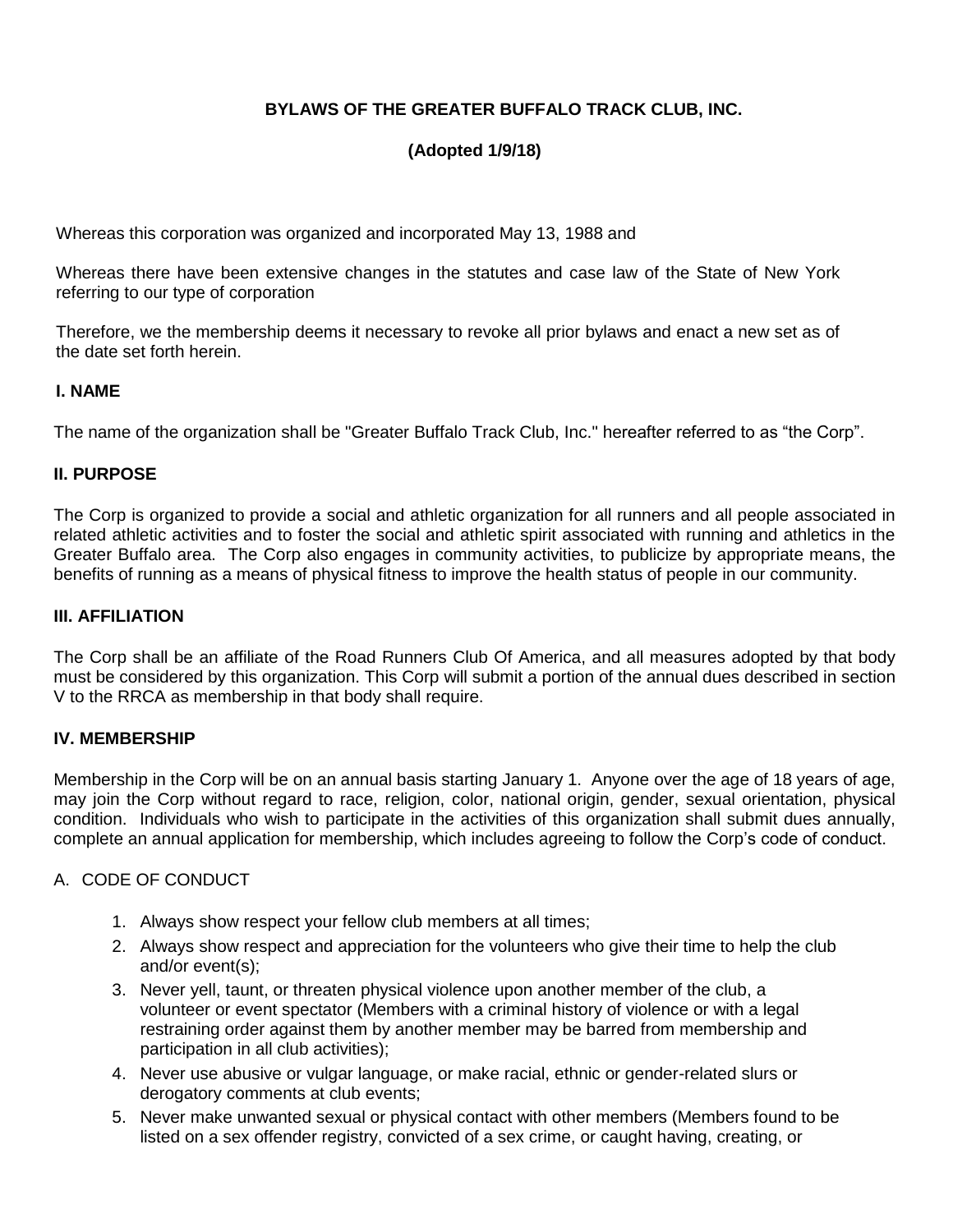# BYLAWS OF THE GREATER BUFFALO TRACK CLUB, INC.

**(Adopted 1/9/18)**

Whereas this corporation was organized and incorporated May 13, 1988 and

Whereas there have been extensive changes in the statutes and case law of the State of New York referring to our type of corporation

Therefore, we the membership deems it necessary to revoke all prior bylaws and enact a new set as of the date set forth herein.

## I. NAME

The name of the organization shall be "Greater Buffalo Track Club, Inc." hereafter referred to as "the Corp".

## II. PURPOSE

The Corp is organized to provide a social and athletic organization for all runners and all people associated in related athletic activities and to foster the social and athletic spirit associated with running and athletics in the Greater Buffalo area. The Corp also engages in community activities, to publicize by appropriate means, the benefits of running as a means of physical fitness to improve the health status of people in our community.

## III. AFFILIATION

The Corp shall be an affiliate of the Road Runners Club Of America, and all measures adopted by that body must be considered by this organization. This Corp will submit a portion of the annual dues described in section V to the RRCA as membership in that body shall require.

## IV. MEMBERSHIP

Membership in the Corp will be on an annual basis starting January 1. Anyone over the age of 18 years of age, may join the Corp without regard to race, religion, color, national origin, gender, sexual orientation, physical condition. Individuals who wish to participate in the activities of this organization shall submit dues annually, complete an annual application for membership, which includes agreeing to follow the Corp's code of conduct.

A. CODE OF CONDUCT

1. Always show respect your fellow club members at all times;
2. Always show respect and appreciation for the volunteers who give their time to help the club and/or event(s);
3. Never yell, taunt, or threaten physical violence upon another member of the club, a volunteer or event spectator (Members with a criminal history of violence or with a legal restraining order against them by another member may be barred from membership and participation in all club activities);
4. Never use abusive or vulgar language, or make racial, ethnic or gender-related slurs or derogatory comments at club events;
5. Never make unwanted sexual or physical contact with other members (Members found to be listed on a sex offender registry, convicted of a sex crime, or caught having, creating, or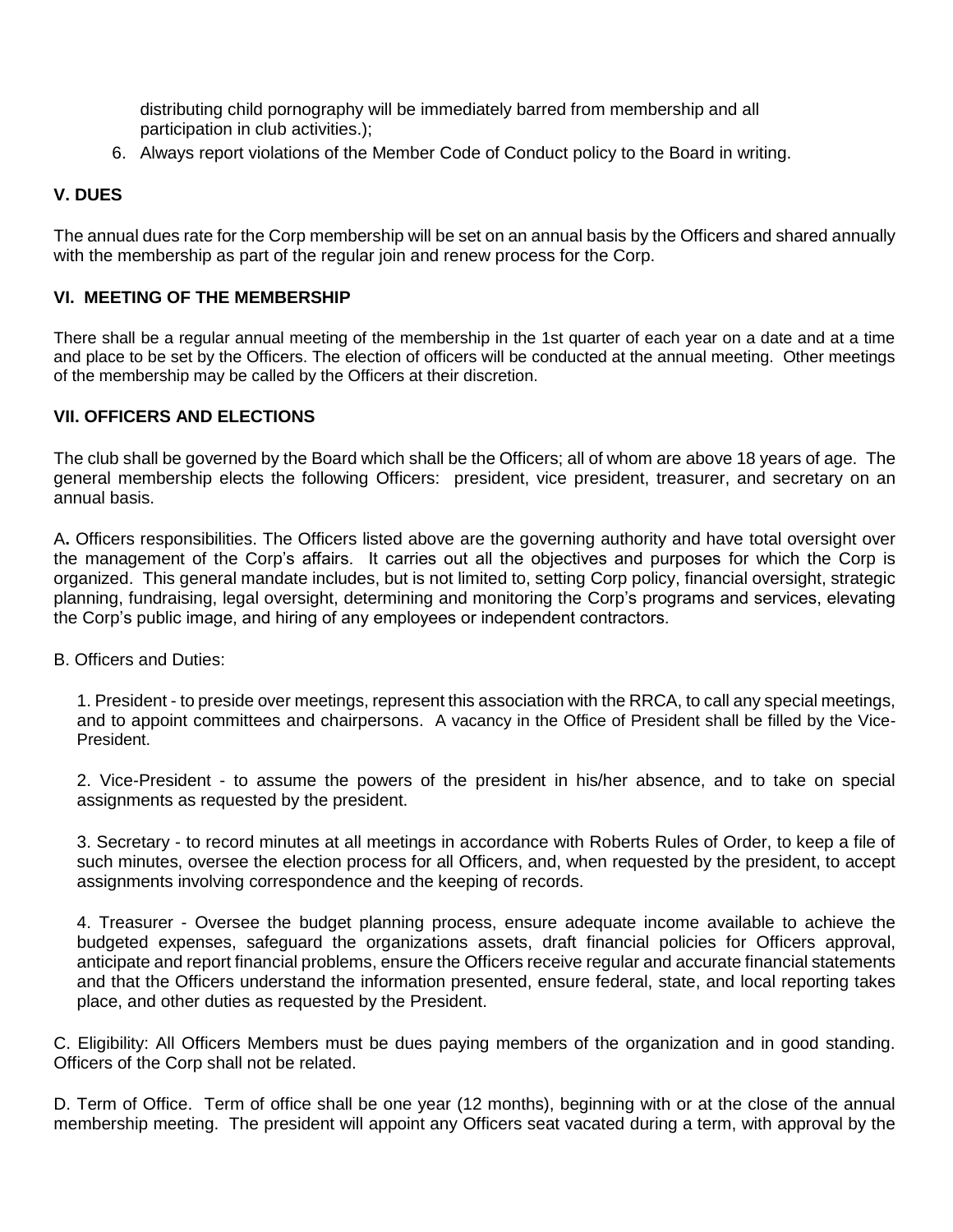distributing child pornography will be immediately barred from membership and all participation in club activities.);

6. Always report violations of the Member Code of Conduct policy to the Board in writing.

## V. DUES

The annual dues rate for the Corp membership will be set on an annual basis by the Officers and shared annually with the membership as part of the regular join and renew process for the Corp.

## VI. MEETING OF THE MEMBERSHIP

There shall be a regular annual meeting of the membership in the 1st quarter of each year on a date and at a time and place to be set by the Officers. The election of officers will be conducted at the annual meeting. Other meetings of the membership may be called by the Officers at their discretion.

## VII. OFFICERS AND ELECTIONS

The club shall be governed by the Board which shall be the Officers; all of whom are above 18 years of age. The general membership elects the following Officers: president, vice president, treasurer, and secretary on an annual basis.

A**.** Officers responsibilities. The Officers listed above are the governing authority and have total oversight over the management of the Corp's affairs. It carries out all the objectives and purposes for which the Corp is organized. This general mandate includes, but is not limited to, setting Corp policy, financial oversight, strategic planning, fundraising, legal oversight, determining and monitoring the Corp's programs and services, elevating the Corp's public image, and hiring of any employees or independent contractors.

B. Officers and Duties:

1. President - to preside over meetings, represent this association with the RRCA, to call any special meetings, and to appoint committees and chairpersons. A vacancy in the Office of President shall be filled by the Vice-President.

2. Vice-President - to assume the powers of the president in his/her absence, and to take on special assignments as requested by the president.

3. Secretary - to record minutes at all meetings in accordance with Roberts Rules of Order, to keep a file of such minutes, oversee the election process for all Officers, and, when requested by the president, to accept assignments involving correspondence and the keeping of records.

4. Treasurer - Oversee the budget planning process, ensure adequate income available to achieve the budgeted expenses, safeguard the organizations assets, draft financial policies for Officers approval, anticipate and report financial problems, ensure the Officers receive regular and accurate financial statements and that the Officers understand the information presented, ensure federal, state, and local reporting takes place, and other duties as requested by the President.

C. Eligibility: All Officers Members must be dues paying members of the organization and in good standing. Officers of the Corp shall not be related.

D. Term of Office. Term of office shall be one year (12 months), beginning with or at the close of the annual membership meeting. The president will appoint any Officers seat vacated during a term, with approval by the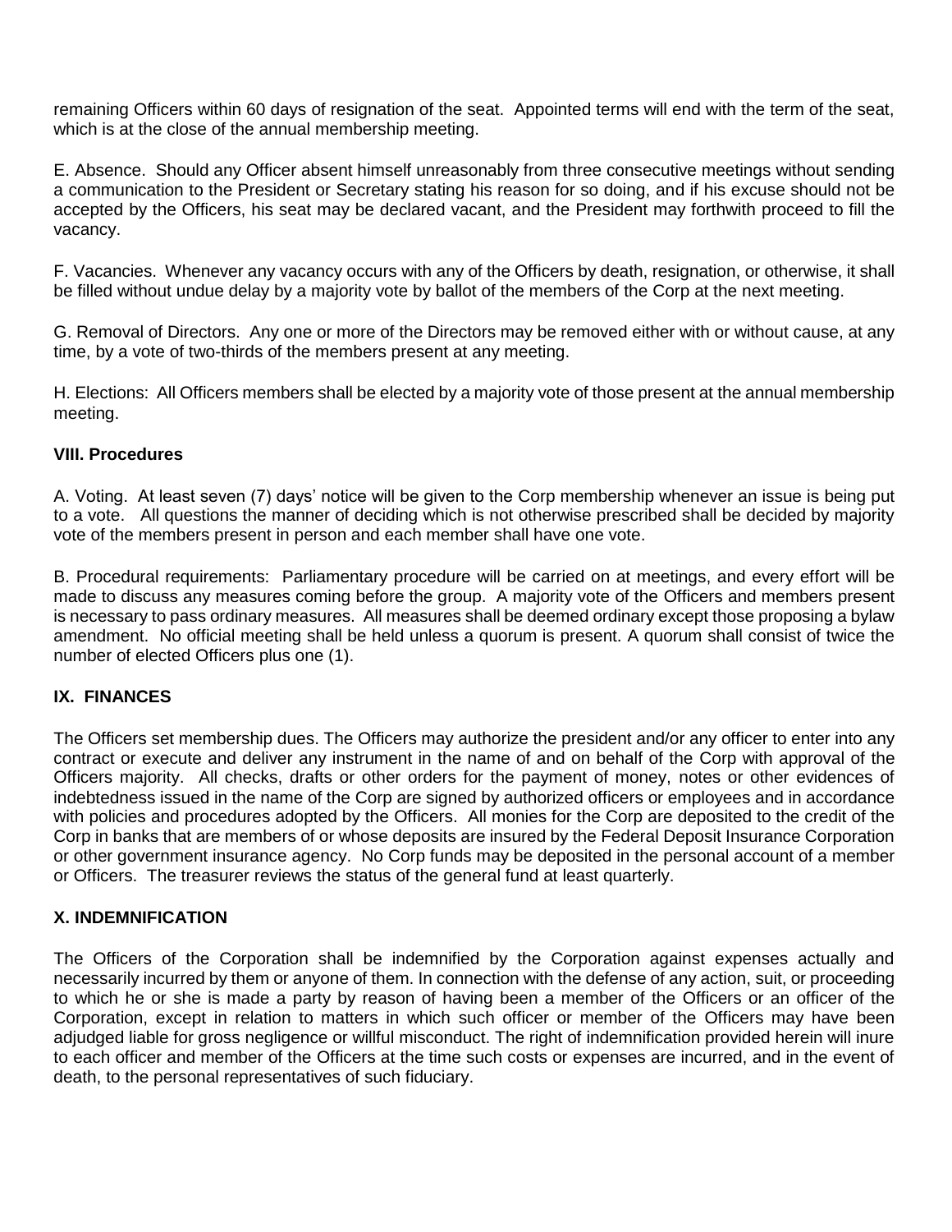remaining Officers within 60 days of resignation of the seat. Appointed terms will end with the term of the seat, which is at the close of the annual membership meeting.

E. Absence. Should any Officer absent himself unreasonably from three consecutive meetings without sending a communication to the President or Secretary stating his reason for so doing, and if his excuse should not be accepted by the Officers, his seat may be declared vacant, and the President may forthwith proceed to fill the vacancy.

F. Vacancies. Whenever any vacancy occurs with any of the Officers by death, resignation, or otherwise, it shall be filled without undue delay by a majority vote by ballot of the members of the Corp at the next meeting.

G. Removal of Directors. Any one or more of the Directors may be removed either with or without cause, at any time, by a vote of two-thirds of the members present at any meeting.

H. Elections: All Officers members shall be elected by a majority vote of those present at the annual membership meeting.

### VIII. Procedures

A. Voting. At least seven (7) days' notice will be given to the Corp membership whenever an issue is being put to a vote. All questions the manner of deciding which is not otherwise prescribed shall be decided by majority vote of the members present in person and each member shall have one vote.

B. Procedural requirements: Parliamentary procedure will be carried on at meetings, and every effort will be made to discuss any measures coming before the group. A majority vote of the Officers and members present is necessary to pass ordinary measures. All measures shall be deemed ordinary except those proposing a bylaw amendment. No official meeting shall be held unless a quorum is present. A quorum shall consist of twice the number of elected Officers plus one (1).

### IX. FINANCES

The Officers set membership dues. The Officers may authorize the president and/or any officer to enter into any contract or execute and deliver any instrument in the name of and on behalf of the Corp with approval of the Officers majority. All checks, drafts or other orders for the payment of money, notes or other evidences of indebtedness issued in the name of the Corp are signed by authorized officers or employees and in accordance with policies and procedures adopted by the Officers. All monies for the Corp are deposited to the credit of the Corp in banks that are members of or whose deposits are insured by the Federal Deposit Insurance Corporation or other government insurance agency. No Corp funds may be deposited in the personal account of a member or Officers. The treasurer reviews the status of the general fund at least quarterly.

### X. INDEMNIFICATION

The Officers of the Corporation shall be indemnified by the Corporation against expenses actually and necessarily incurred by them or anyone of them. In connection with the defense of any action, suit, or proceeding to which he or she is made a party by reason of having been a member of the Officers or an officer of the Corporation, except in relation to matters in which such officer or member of the Officers may have been adjudged liable for gross negligence or willful misconduct. The right of indemnification provided herein will inure to each officer and member of the Officers at the time such costs or expenses are incurred, and in the event of death, to the personal representatives of such fiduciary.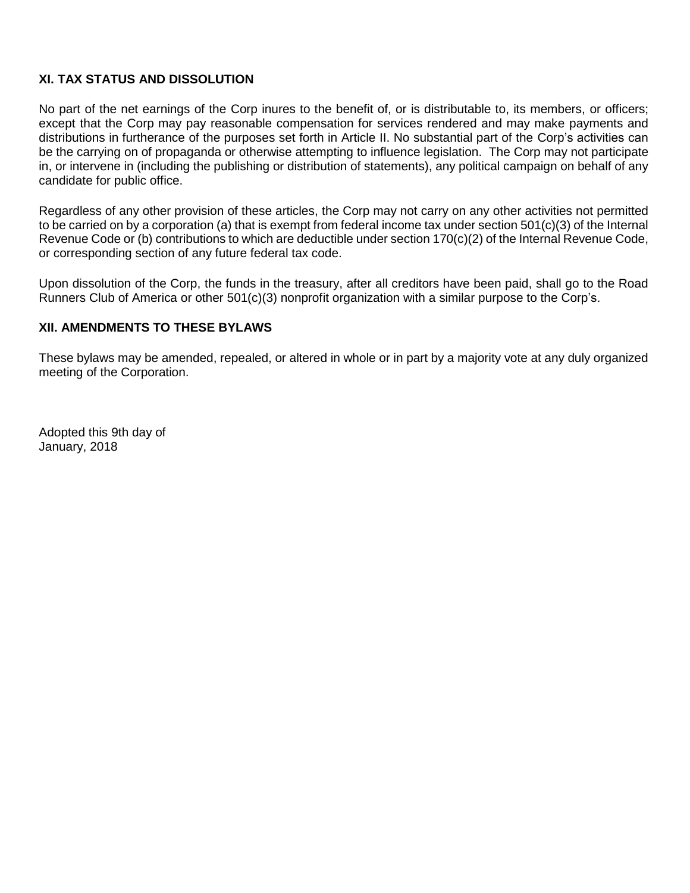### XI. TAX STATUS AND DISSOLUTION

No part of the net earnings of the Corp inures to the benefit of, or is distributable to, its members, or officers; except that the Corp may pay reasonable compensation for services rendered and may make payments and distributions in furtherance of the purposes set forth in Article II. No substantial part of the Corp's activities can be the carrying on of propaganda or otherwise attempting to influence legislation. The Corp may not participate in, or intervene in (including the publishing or distribution of statements), any political campaign on behalf of any candidate for public office.

Regardless of any other provision of these articles, the Corp may not carry on any other activities not permitted to be carried on by a corporation (a) that is exempt from federal income tax under section 501(c)(3) of the Internal Revenue Code or (b) contributions to which are deductible under section 170(c)(2) of the Internal Revenue Code, or corresponding section of any future federal tax code.

Upon dissolution of the Corp, the funds in the treasury, after all creditors have been paid, shall go to the Road Runners Club of America or other 501(c)(3) nonprofit organization with a similar purpose to the Corp's.

### XII. AMENDMENTS TO THESE BYLAWS

These bylaws may be amended, repealed, or altered in whole or in part by a majority vote at any duly organized meeting of the Corporation.

Adopted this 9th day of
January, 2018